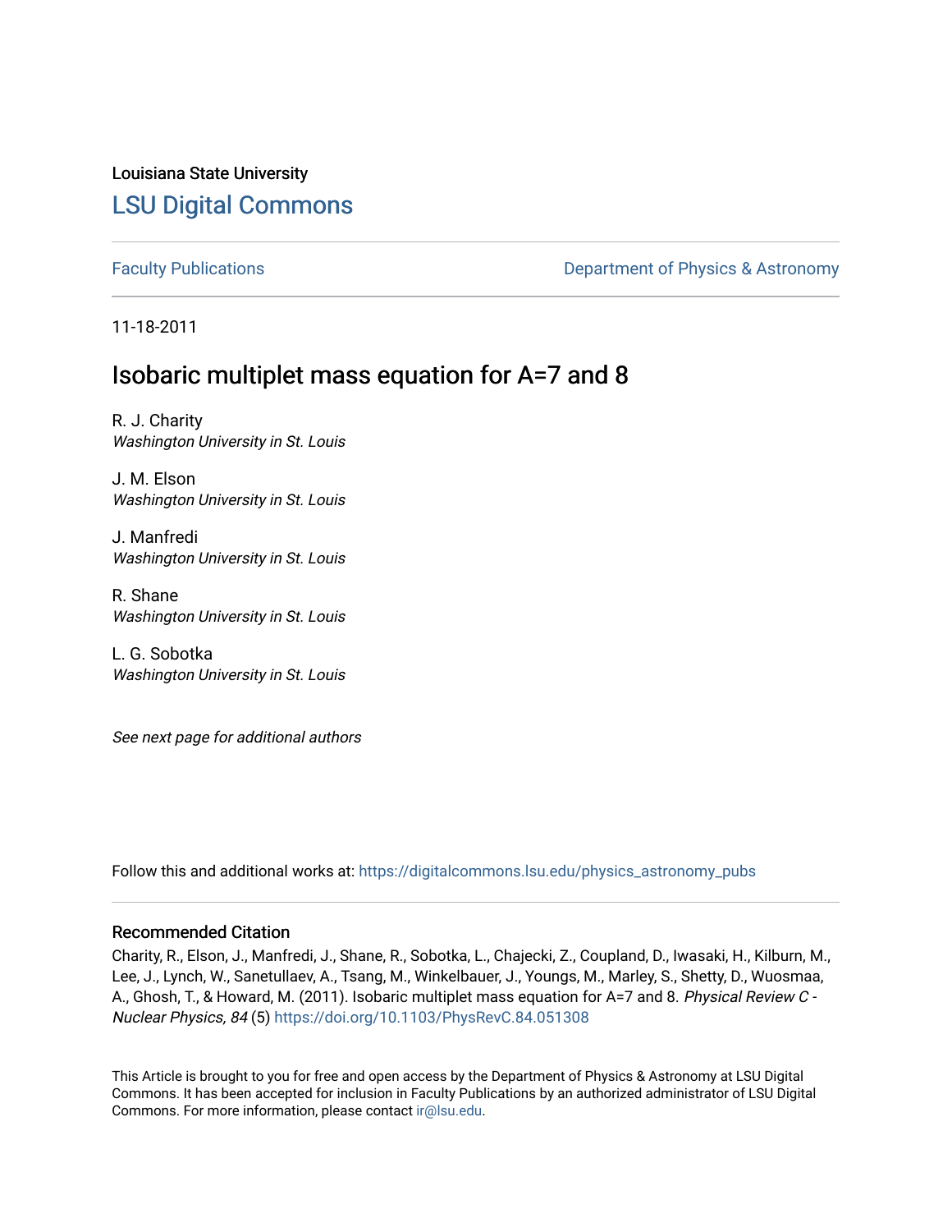Louisiana State University

# LSU Digital Commons

Faculty Publications

Department of Physics & Astronomy

11-18-2011

## Isobaric multiplet mass equation for A=7 and 8

R. J. Charity
*Washington University in St. Louis*

J. M. Elson
*Washington University in St. Louis*

J. Manfredi
*Washington University in St. Louis*

R. Shane
*Washington University in St. Louis*

L. G. Sobotka
*Washington University in St. Louis*

*See next page for additional authors*

Follow this and additional works at: https://digitalcommons.lsu.edu/physics_astronomy_pubs

### Recommended Citation

Charity, R., Elson, J., Manfredi, J., Shane, R., Sobotka, L., Chajecki, Z., Coupland, D., Iwasaki, H., Kilburn, M., Lee, J., Lynch, W., Sanetullaev, A., Tsang, M., Winkelbauer, J., Youngs, M., Marley, S., Shetty, D., Wuosmaa, A., Ghosh, T., & Howard, M. (2011). Isobaric multiplet mass equation for A=7 and 8. *Physical Review C - Nuclear Physics, 84* (5) https://doi.org/10.1103/PhysRevC.84.051308

This Article is brought to you for free and open access by the Department of Physics & Astronomy at LSU Digital Commons. It has been accepted for inclusion in Faculty Publications by an authorized administrator of LSU Digital Commons. For more information, please contact ir@lsu.edu.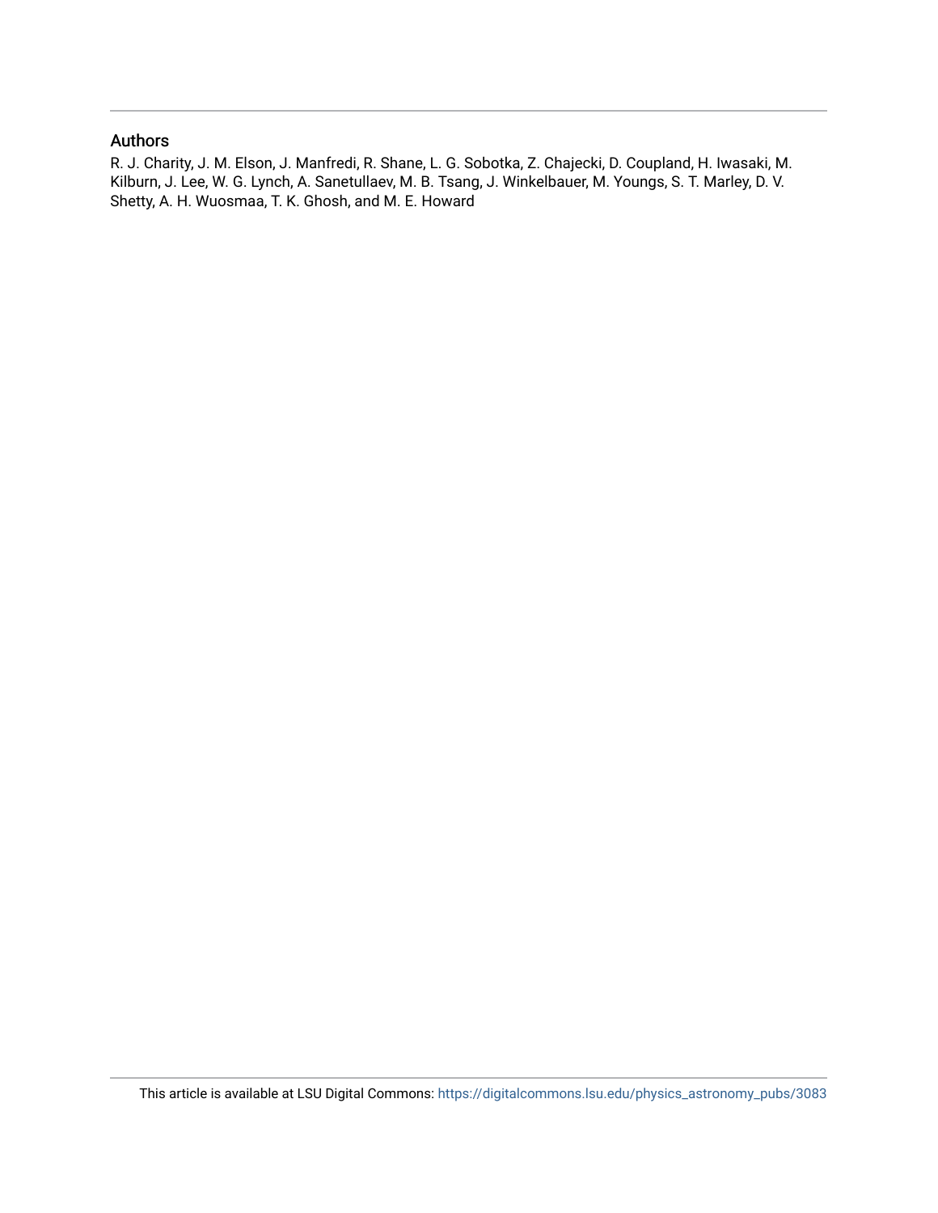## Authors

R. J. Charity, J. M. Elson, J. Manfredi, R. Shane, L. G. Sobotka, Z. Chajecki, D. Coupland, H. Iwasaki, M. Kilburn, J. Lee, W. G. Lynch, A. Sanetullaev, M. B. Tsang, J. Winkelbauer, M. Youngs, S. T. Marley, D. V. Shetty, A. H. Wuosmaa, T. K. Ghosh, and M. E. Howard

This article is available at LSU Digital Commons: https://digitalcommons.lsu.edu/physics_astronomy_pubs/3083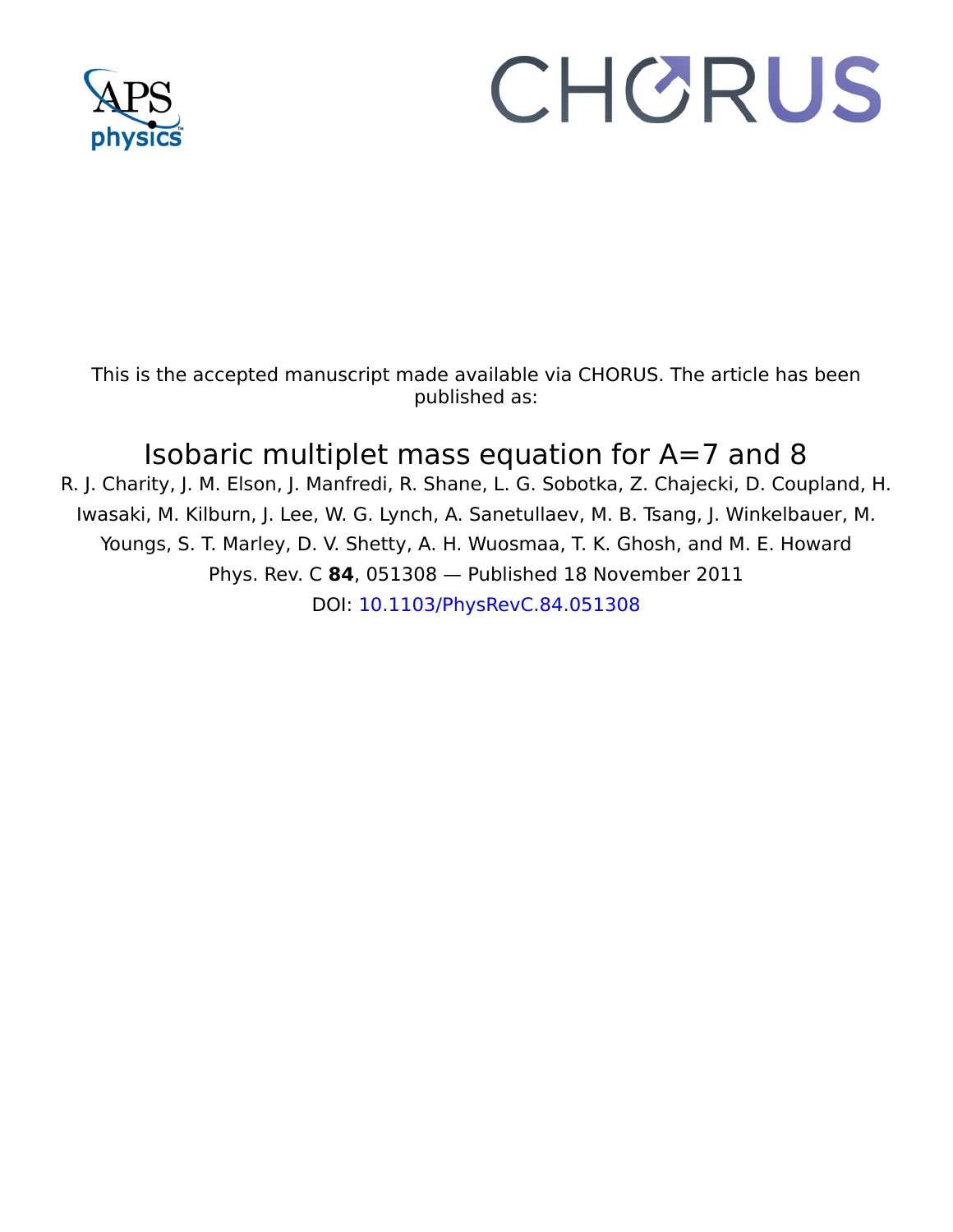This is the accepted manuscript made available via CHORUS. The article has been published as:

# Isobaric multiplet mass equation for A=7 and 8

R. J. Charity, J. M. Elson, J. Manfredi, R. Shane, L. G. Sobotka, Z. Chajecki, D. Coupland, H. Iwasaki, M. Kilburn, J. Lee, W. G. Lynch, A. Sanetullaev, M. B. Tsang, J. Winkelbauer, M. Youngs, S. T. Marley, D. V. Shetty, A. H. Wuosmaa, T. K. Ghosh, and M. E. Howard

Phys. Rev. C **84**, 051308 — Published 18 November 2011

DOI: 10.1103/PhysRevC.84.051308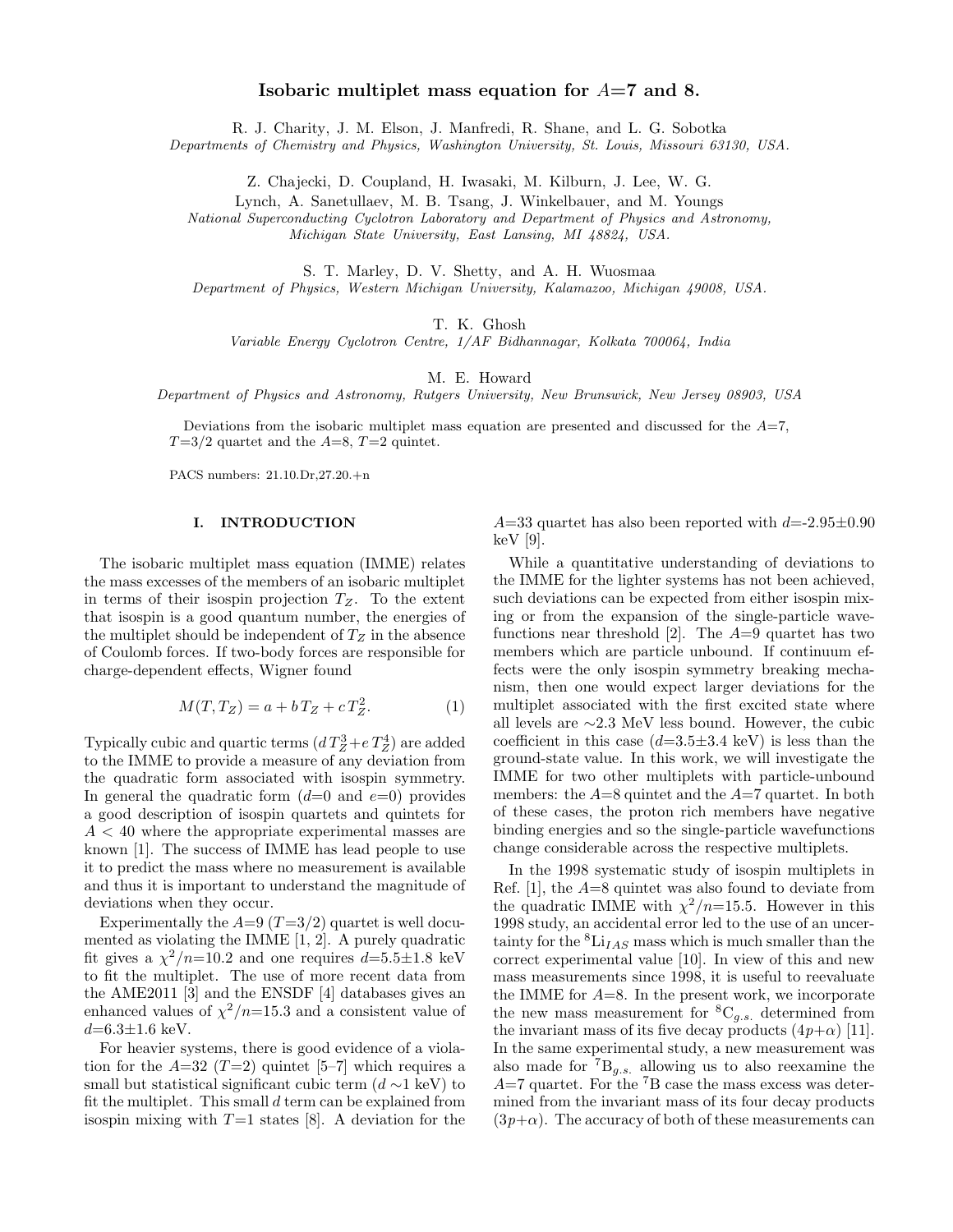# Isobaric multiplet mass equation for $A$=7 and 8.

R. J. Charity, J. M. Elson, J. Manfredi, R. Shane, and L. G. Sobotka
*Departments of Chemistry and Physics, Washington University, St. Louis, Missouri 63130, USA.*

Z. Chajecki, D. Coupland, H. Iwasaki, M. Kilburn, J. Lee, W. G. Lynch, A. Sanetullaev, M. B. Tsang, J. Winkelbauer, and M. Youngs
*National Superconducting Cyclotron Laboratory and Department of Physics and Astronomy, Michigan State University, East Lansing, MI 48824, USA.*

S. T. Marley, D. V. Shetty, and A. H. Wuosmaa
*Department of Physics, Western Michigan University, Kalamazoo, Michigan 49008, USA.*

T. K. Ghosh
*Variable Energy Cyclotron Centre, 1/AF Bidhannagar, Kolkata 700064, India*

M. E. Howard
*Department of Physics and Astronomy, Rutgers University, New Brunswick, New Jersey 08903, USA*

Deviations from the isobaric multiplet mass equation are presented and discussed for the $A$=7, $T$=3/2 quartet and the $A$=8, $T$=2 quintet.

PACS numbers: 21.10.Dr,27.20.+n

## I. INTRODUCTION

The isobaric multiplet mass equation (IMME) relates the mass excesses of the members of an isobaric multiplet in terms of their isospin projection $T_Z$. To the extent that isospin is a good quantum number, the energies of the multiplet should be independent of $T_Z$ in the absence of Coulomb forces. If two-body forces are responsible for charge-dependent effects, Wigner found

$$M(T, T_Z) = a + b\,T_Z + c\,T_Z^2. \tag{1}$$

Typically cubic and quartic terms ($d\,T_Z^3+e\,T_Z^4$) are added to the IMME to provide a measure of any deviation from the quadratic form associated with isospin symmetry. In general the quadratic form ($d$=0 and $e$=0) provides a good description of isospin quartets and quintets for $A$ < 40 where the appropriate experimental masses are known [1]. The success of IMME has lead people to use it to predict the mass where no measurement is available and thus it is important to understand the magnitude of deviations when they occur.

Experimentally the $A$=9 ($T$=3/2) quartet is well documented as violating the IMME [1, 2]. A purely quadratic fit gives a $\chi^2/n$=10.2 and one requires $d$=5.5±1.8 keV to fit the multiplet. The use of more recent data from the AME2011 [3] and the ENSDF [4] databases gives an enhanced values of $\chi^2/n$=15.3 and a consistent value of $d$=6.3±1.6 keV.

For heavier systems, there is good evidence of a violation for the $A$=32 ($T$=2) quintet [5–7] which requires a small but statistical significant cubic term ($d$ ~1 keV) to fit the multiplet. This small $d$ term can be explained from isospin mixing with $T$=1 states [8]. A deviation for the $A$=33 quartet has also been reported with $d$=-2.95±0.90 keV [9].

While a quantitative understanding of deviations to the IMME for the lighter systems has not been achieved, such deviations can be expected from either isospin mixing or from the expansion of the single-particle wavefunctions near threshold [2]. The $A$=9 quartet has two members which are particle unbound. If continuum effects were the only isospin symmetry breaking mechanism, then one would expect larger deviations for the multiplet associated with the first excited state where all levels are ~2.3 MeV less bound. However, the cubic coefficient in this case ($d$=3.5±3.4 keV) is less than the ground-state value. In this work, we will investigate the IMME for two other multiplets with particle-unbound members: the $A$=8 quintet and the $A$=7 quartet. In both of these cases, the proton rich members have negative binding energies and so the single-particle wavefunctions change considerable across the respective multiplets.

In the 1998 systematic study of isospin multiplets in Ref. [1], the $A$=8 quintet was also found to deviate from the quadratic IMME with $\chi^2/n$=15.5. However in this 1998 study, an accidental error led to the use of an uncertainty for the $^8$Li$_{IAS}$ mass which is much smaller than the correct experimental value [10]. In view of this and new mass measurements since 1998, it is useful to reevaluate the IMME for $A$=8. In the present work, we incorporate the new mass measurement for $^8$C$_{g.s.}$ determined from the invariant mass of its five decay products ($4p$+$\alpha$) [11]. In the same experimental study, a new measurement was also made for $^7$B$_{g.s.}$ allowing us to also reexamine the $A$=7 quartet. For the $^7$B case the mass excess was determined from the invariant mass of its four decay products ($3p$+$\alpha$). The accuracy of both of these measurements can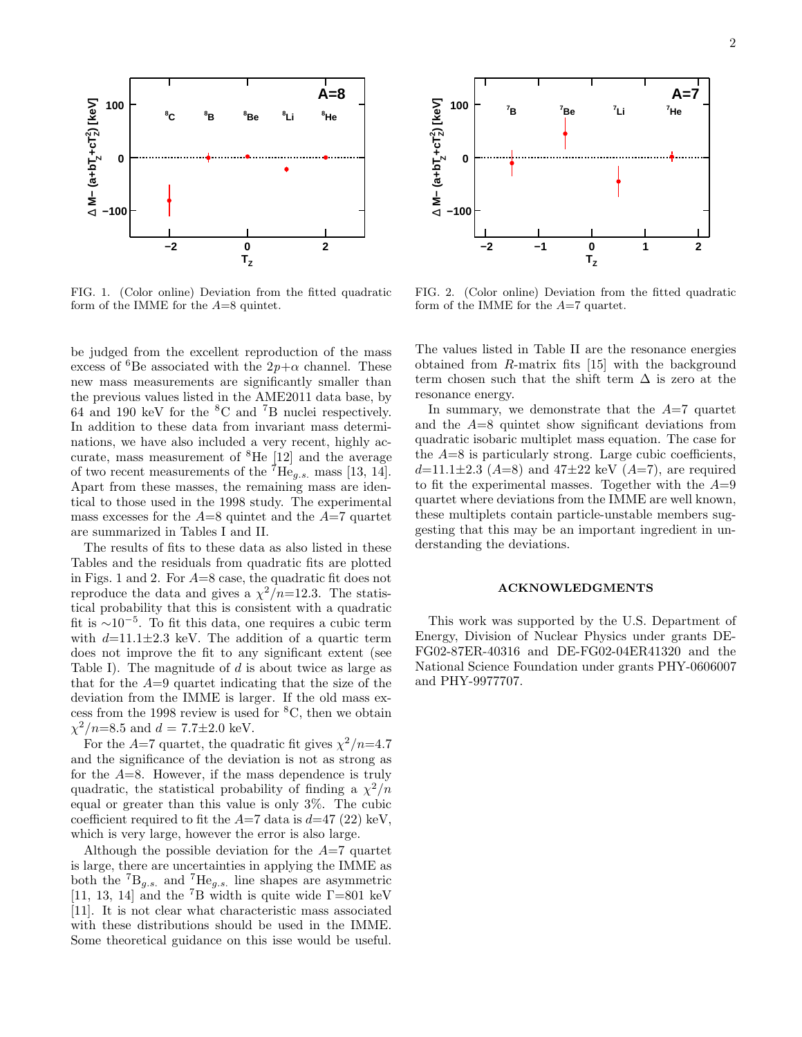FIG. 1. (Color online) Deviation from the fitted quadratic form of the IMME for the $A$=8 quintet.

FIG. 2. (Color online) Deviation from the fitted quadratic form of the IMME for the $A$=7 quartet.

be judged from the excellent reproduction of the mass excess of $^{6}$Be associated with the $2p$+$\alpha$ channel. These new mass measurements are significantly smaller than the previous values listed in the AME2011 data base, by 64 and 190 keV for the $^{8}$C and $^{7}$B nuclei respectively. In addition to these data from invariant mass determinations, we have also included a very recent, highly accurate, mass measurement of $^{8}$He [12] and the average of two recent measurements of the $^{7}\mathrm{He}_{g.s.}$ mass [13, 14]. Apart from these masses, the remaining mass are identical to those used in the 1998 study. The experimental mass excesses for the $A$=8 quintet and the $A$=7 quartet are summarized in Tables I and II.

The results of fits to these data as also listed in these Tables and the residuals from quadratic fits are plotted in Figs. 1 and 2. For $A$=8 case, the quadratic fit does not reproduce the data and gives a $\chi^2/n$=12.3. The statistical probability that this is consistent with a quadratic fit is $\sim 10^{-5}$. To fit this data, one requires a cubic term with $d$=11.1±2.3 keV. The addition of a quartic term does not improve the fit to any significant extent (see Table I). The magnitude of $d$ is about twice as large as that for the $A$=9 quartet indicating that the size of the deviation from the IMME is larger. If the old mass excess from the 1998 review is used for $^{8}$C, then we obtain $\chi^2/n$=8.5 and $d$ = 7.7±2.0 keV.

For the $A$=7 quartet, the quadratic fit gives $\chi^2/n$=4.7 and the significance of the deviation is not as strong as for the $A$=8. However, if the mass dependence is truly quadratic, the statistical probability of finding a $\chi^2/n$ equal or greater than this value is only 3%. The cubic coefficient required to fit the $A$=7 data is $d$=47 (22) keV, which is very large, however the error is also large.

Although the possible deviation for the $A$=7 quartet is large, there are uncertainties in applying the IMME as both the $^{7}\mathrm{B}_{g.s.}$ and $^{7}\mathrm{He}_{g.s.}$ line shapes are asymmetric [11, 13, 14] and the $^{7}$B width is quite wide $\Gamma$=801 keV [11]. It is not clear what characteristic mass associated with these distributions should be used in the IMME. Some theoretical guidance on this isse would be useful. The values listed in Table II are the resonance energies obtained from $R$-matrix fits [15] with the background term chosen such that the shift term $\Delta$ is zero at the resonance energy.

In summary, we demonstrate that the $A$=7 quartet and the $A$=8 quintet show significant deviations from quadratic isobaric multiplet mass equation. The case for the $A$=8 is particularly strong. Large cubic coefficients, $d$=11.1±2.3 ($A$=8) and 47±22 keV ($A$=7), are required to fit the experimental masses. Together with the $A$=9 quartet where deviations from the IMME are well known, these multiplets contain particle-unstable members suggesting that this may be an important ingredient in understanding the deviations.

## ACKNOWLEDGMENTS

This work was supported by the U.S. Department of Energy, Division of Nuclear Physics under grants DE-FG02-87ER-40316 and DE-FG02-04ER41320 and the National Science Foundation under grants PHY-0606007 and PHY-9977707.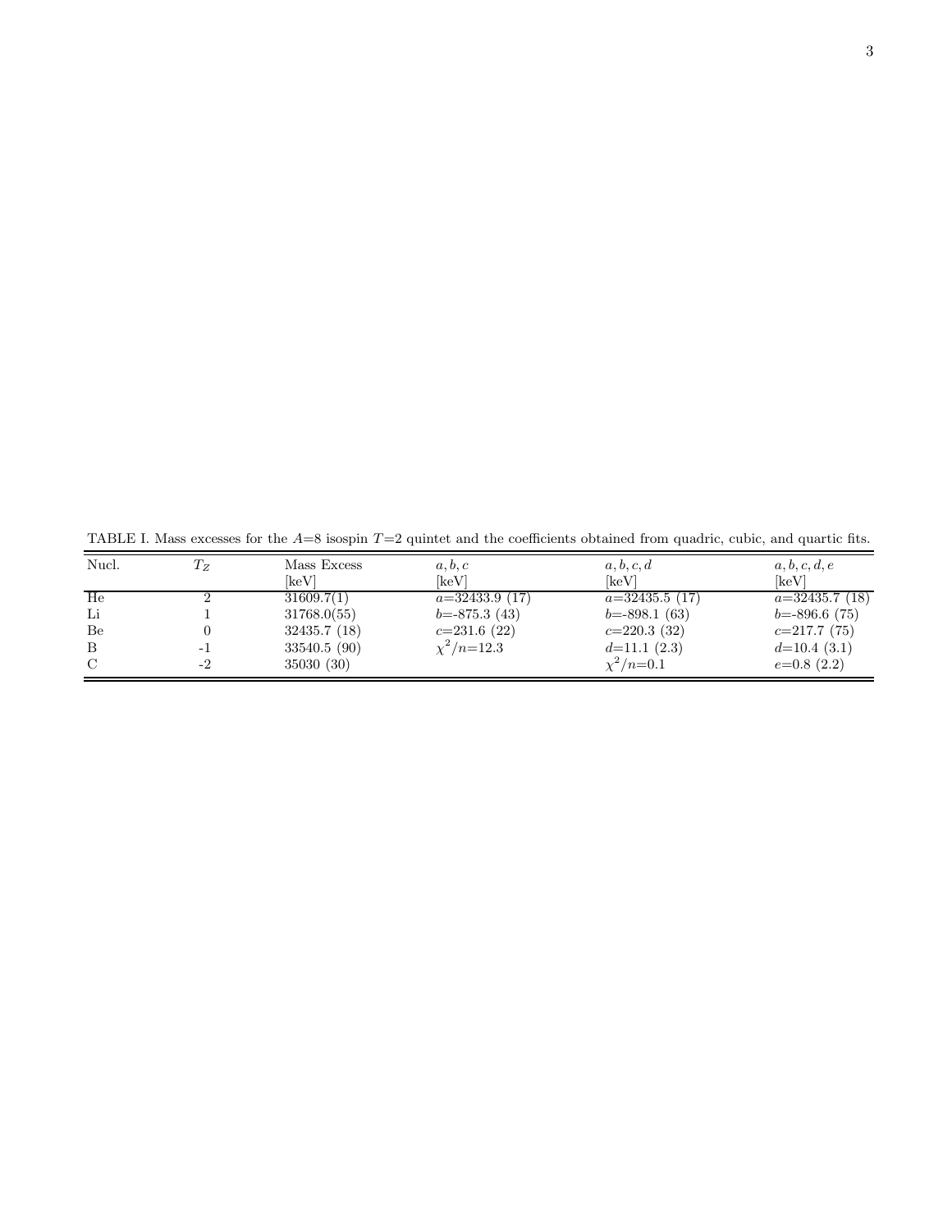TABLE I. Mass excesses for the $A$=8 isospin $T$=2 quintet and the coefficients obtained from quadric, cubic, and quartic fits.

| Nucl. | $T_Z$ | Mass Excess [keV] | $a, b, c$ [keV] | $a, b, c, d$ [keV] | $a, b, c, d, e$ [keV] |
|---|---|---|---|---|---|
| He | 2 | 31609.7(1) | $a$=32433.9 (17) | $a$=32435.5 (17) | $a$=32435.7 (18) |
| Li | 1 | 31768.0(55) | $b$=-875.3 (43) | $b$=-898.1 (63) | $b$=-896.6 (75) |
| Be | 0 | 32435.7 (18) | $c$=231.6 (22) | $c$=220.3 (32) | $c$=217.7 (75) |
| B | -1 | 33540.5 (90) | $\chi^2/n$=12.3 | $d$=11.1 (2.3) | $d$=10.4 (3.1) |
| C | -2 | 35030 (30) | | $\chi^2/n$=0.1 | $e$=0.8 (2.2) |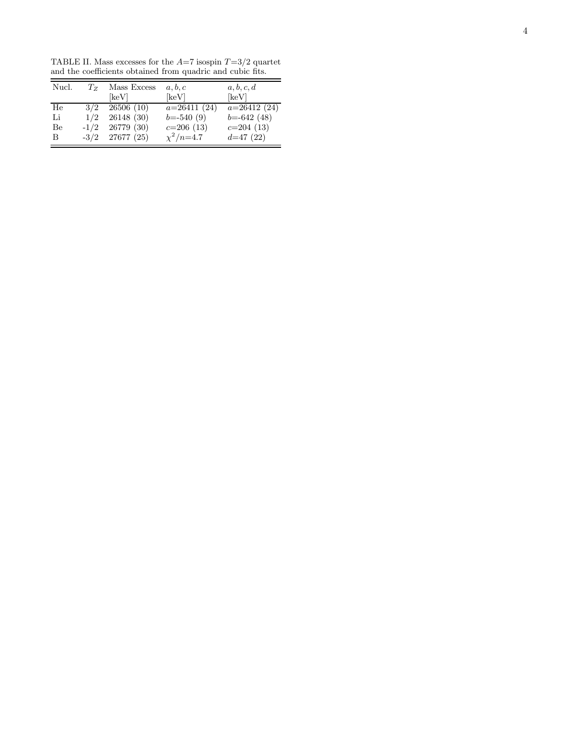TABLE II. Mass excesses for the $A$=7 isospin $T$=3/2 quartet and the coefficients obtained from quadric and cubic fits.

| Nucl. | $T_Z$ | Mass Excess [keV] | $a, b, c$ [keV] | $a, b, c, d$ [keV] |
|---|---|---|---|---|
| He | 3/2 | 26506 (10) | $a$=26411 (24) | $a$=26412 (24) |
| Li | 1/2 | 26148 (30) | $b$=-540 (9) | $b$=-642 (48) |
| Be | -1/2 | 26779 (30) | $c$=206 (13) | $c$=204 (13) |
| B | -3/2 | 27677 (25) | $\chi^2/n$=4.7 | $d$=47 (22) |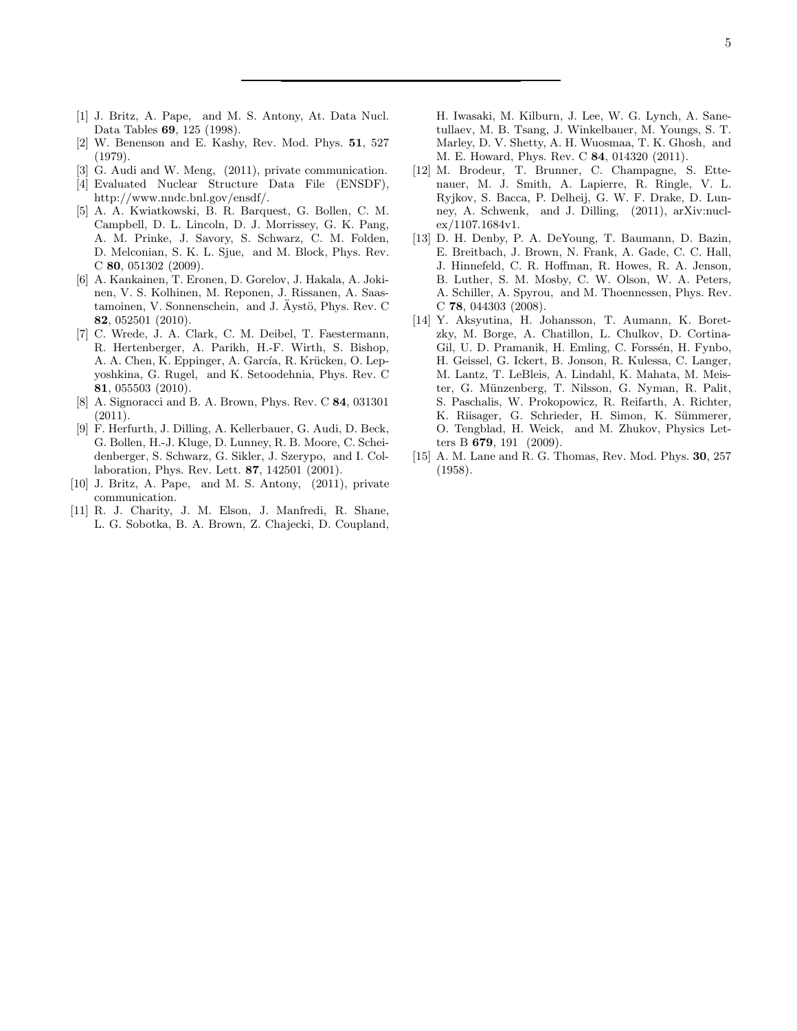[1] J. Britz, A. Pape, and M. S. Antony, At. Data Nucl. Data Tables **69**, 125 (1998).

[2] W. Benenson and E. Kashy, Rev. Mod. Phys. **51**, 527 (1979).

[3] G. Audi and W. Meng, (2011), private communication.

[4] Evaluated Nuclear Structure Data File (ENSDF), http://www.nndc.bnl.gov/ensdf/.

[5] A. A. Kwiatkowski, B. R. Barquest, G. Bollen, C. M. Campbell, D. L. Lincoln, D. J. Morrissey, G. K. Pang, A. M. Prinke, J. Savory, S. Schwarz, C. M. Folden, D. Melconian, S. K. L. Sjue, and M. Block, Phys. Rev. C **80**, 051302 (2009).

[6] A. Kankainen, T. Eronen, D. Gorelov, J. Hakala, A. Jokinen, V. S. Kolhinen, M. Reponen, J. Rissanen, A. Saastamoinen, V. Sonnenschein, and J. Äystö, Phys. Rev. C **82**, 052501 (2010).

[7] C. Wrede, J. A. Clark, C. M. Deibel, T. Faestermann, R. Hertenberger, A. Parikh, H.-F. Wirth, S. Bishop, A. A. Chen, K. Eppinger, A. García, R. Krücken, O. Lepyoshkina, G. Rugel, and K. Setoodehnia, Phys. Rev. C **81**, 055503 (2010).

[8] A. Signoracci and B. A. Brown, Phys. Rev. C **84**, 031301 (2011).

[9] F. Herfurth, J. Dilling, A. Kellerbauer, G. Audi, D. Beck, G. Bollen, H.-J. Kluge, D. Lunney, R. B. Moore, C. Scheidenberger, S. Schwarz, G. Sikler, J. Szerypo, and I. Collaboration, Phys. Rev. Lett. **87**, 142501 (2001).

[10] J. Britz, A. Pape, and M. S. Antony, (2011), private communication.

[11] R. J. Charity, J. M. Elson, J. Manfredi, R. Shane, L. G. Sobotka, B. A. Brown, Z. Chajecki, D. Coupland, H. Iwasaki, M. Kilburn, J. Lee, W. G. Lynch, A. Sanetullaev, M. B. Tsang, J. Winkelbauer, M. Youngs, S. T. Marley, D. V. Shetty, A. H. Wuosmaa, T. K. Ghosh, and M. E. Howard, Phys. Rev. C **84**, 014320 (2011).

[12] M. Brodeur, T. Brunner, C. Champagne, S. Ettenauer, M. J. Smith, A. Lapierre, R. Ringle, V. L. Ryjkov, S. Bacca, P. Delheij, G. W. F. Drake, D. Lunney, A. Schwenk, and J. Dilling, (2011), arXiv:nucl-ex/1107.1684v1.

[13] D. H. Denby, P. A. DeYoung, T. Baumann, D. Bazin, E. Breitbach, J. Brown, N. Frank, A. Gade, C. C. Hall, J. Hinnefeld, C. R. Hoffman, R. Howes, R. A. Jenson, B. Luther, S. M. Mosby, C. W. Olson, W. A. Peters, A. Schiller, A. Spyrou, and M. Thoennessen, Phys. Rev. C **78**, 044303 (2008).

[14] Y. Aksyutina, H. Johansson, T. Aumann, K. Boretzky, M. Borge, A. Chatillon, L. Chulkov, D. Cortina-Gil, U. D. Pramanik, H. Emling, C. Forssén, H. Fynbo, H. Geissel, G. Ickert, B. Jonson, R. Kulessa, C. Langer, M. Lantz, T. LeBleis, A. Lindahl, K. Mahata, M. Meister, G. Münzenberg, T. Nilsson, G. Nyman, R. Palit, S. Paschalis, W. Prokopowicz, R. Reifarth, A. Richter, K. Riisager, G. Schrieder, H. Simon, K. Sümmerer, O. Tengblad, H. Weick, and M. Zhukov, Physics Letters B **679**, 191 (2009).

[15] A. M. Lane and R. G. Thomas, Rev. Mod. Phys. **30**, 257 (1958).